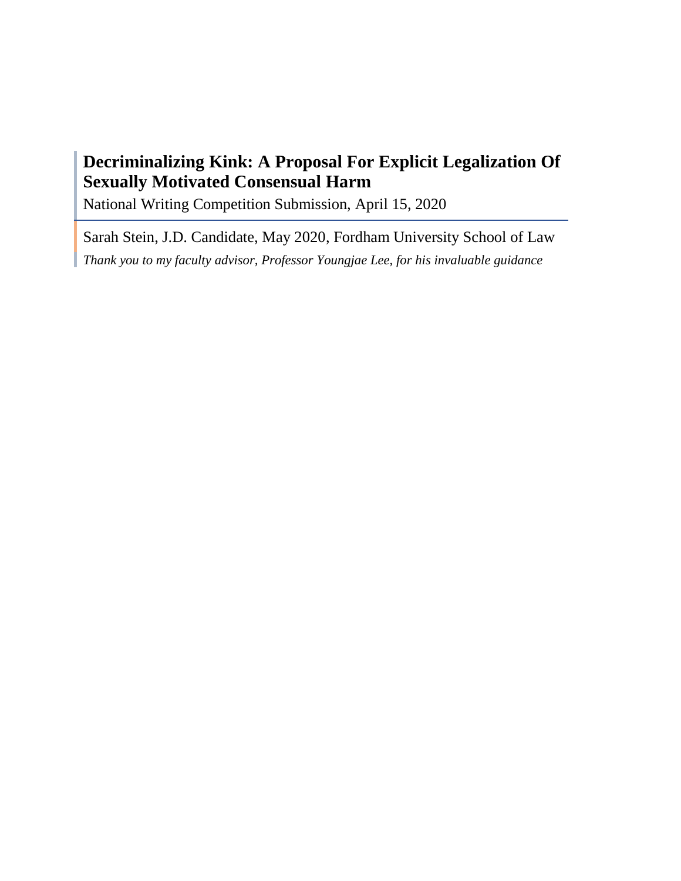# Decriminalizing Kink: A Proposal For Explicit Legalization Of Sexually Motivated Consensual Harm

National Writing Competition Submission, April 15, 2020

Sarah Stein, J.D. Candidate, May 2020, Fordham University School of Law

*Thank you to my faculty advisor, Professor Youngjae Lee, for his invaluable guidance*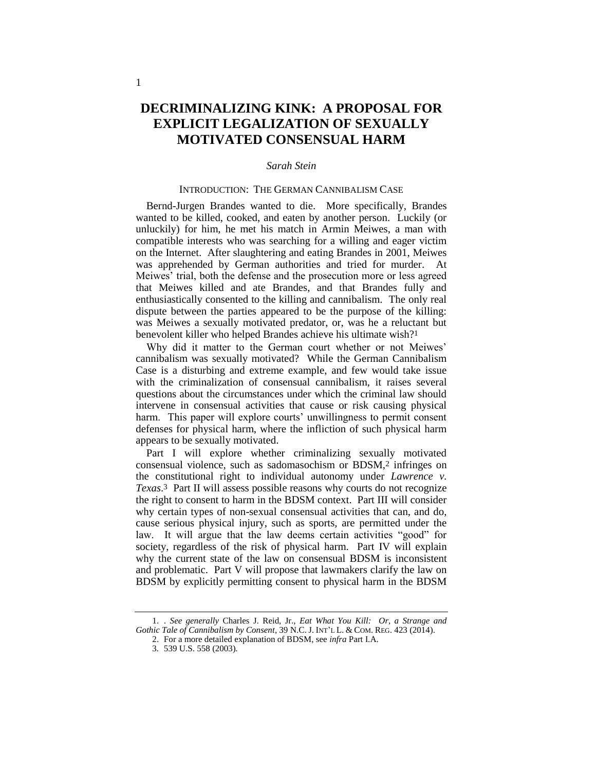# DECRIMINALIZING KINK: A PROPOSAL FOR EXPLICIT LEGALIZATION OF SEXUALLY MOTIVATED CONSENSUAL HARM

*Sarah Stein*

## INTRODUCTION: THE GERMAN CANNIBALISM CASE

Bernd-Jurgen Brandes wanted to die. More specifically, Brandes wanted to be killed, cooked, and eaten by another person. Luckily (or unluckily) for him, he met his match in Armin Meiwes, a man with compatible interests who was searching for a willing and eager victim on the Internet. After slaughtering and eating Brandes in 2001, Meiwes was apprehended by German authorities and tried for murder. At Meiwes' trial, both the defense and the prosecution more or less agreed that Meiwes killed and ate Brandes, and that Brandes fully and enthusiastically consented to the killing and cannibalism. The only real dispute between the parties appeared to be the purpose of the killing: was Meiwes a sexually motivated predator, or, was he a reluctant but benevolent killer who helped Brandes achieve his ultimate wish?[1]

Why did it matter to the German court whether or not Meiwes' cannibalism was sexually motivated? While the German Cannibalism Case is a disturbing and extreme example, and few would take issue with the criminalization of consensual cannibalism, it raises several questions about the circumstances under which the criminal law should intervene in consensual activities that cause or risk causing physical harm. This paper will explore courts' unwillingness to permit consent defenses for physical harm, where the infliction of such physical harm appears to be sexually motivated.

Part I will explore whether criminalizing sexually motivated consensual violence, such as sadomasochism or BDSM,[2] infringes on the constitutional right to individual autonomy under *Lawrence v. Texas*.[3] Part II will assess possible reasons why courts do not recognize the right to consent to harm in the BDSM context. Part III will consider why certain types of non-sexual consensual activities that can, and do, cause serious physical injury, such as sports, are permitted under the law. It will argue that the law deems certain activities "good" for society, regardless of the risk of physical harm. Part IV will explain why the current state of the law on consensual BDSM is inconsistent and problematic. Part V will propose that lawmakers clarify the law on BDSM by explicitly permitting consent to physical harm in the BDSM

---

1. . *See generally* Charles J. Reid, Jr., *Eat What You Kill: Or, a Strange and Gothic Tale of Cannibalism by Consent*, 39 N.C. J. INT'L L. & COM. REG. 423 (2014).

2. For a more detailed explanation of BDSM, see *infra* Part I.A.

3. 539 U.S. 558 (2003).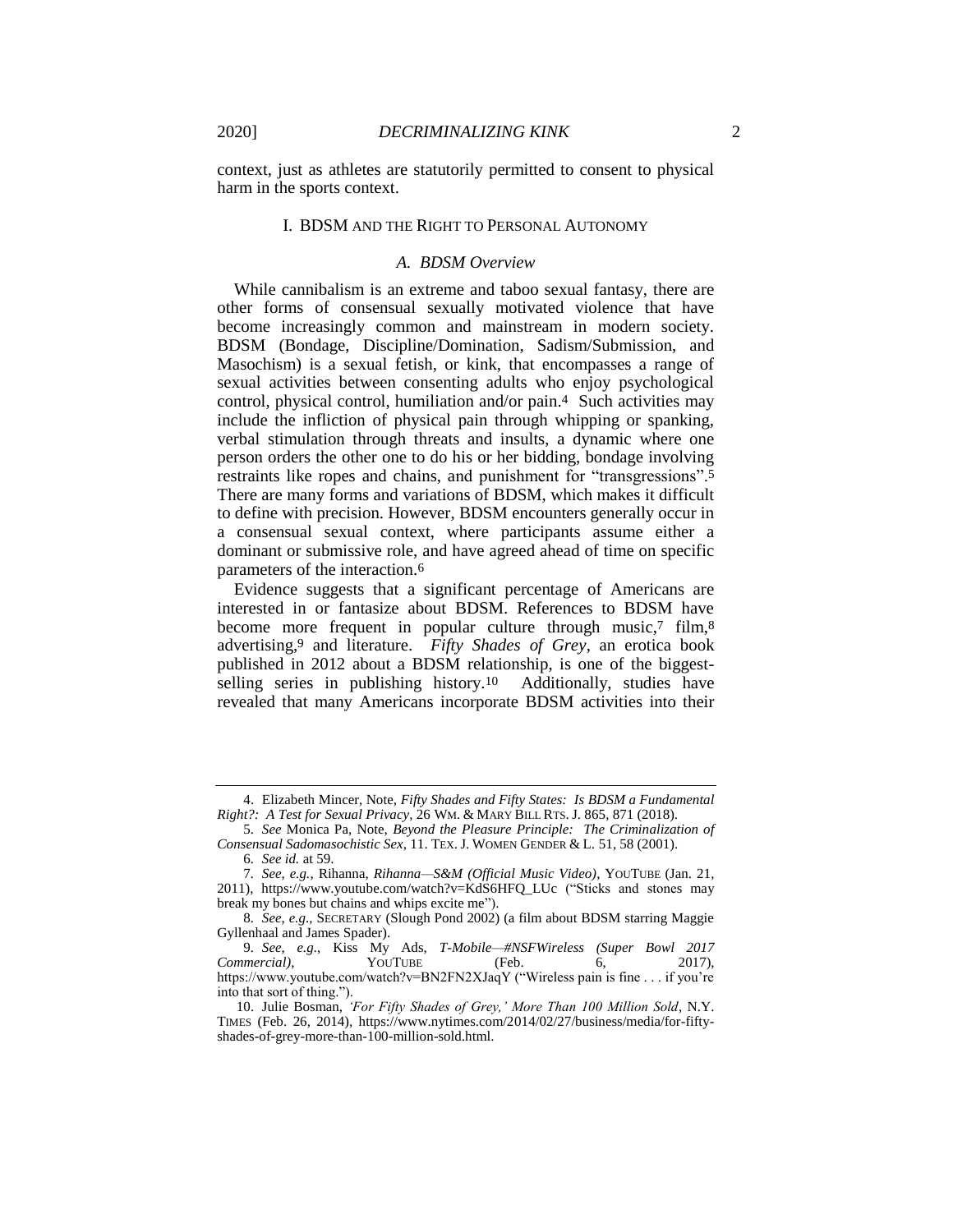context, just as athletes are statutorily permitted to consent to physical harm in the sports context.

## I. BDSM AND THE RIGHT TO PERSONAL AUTONOMY

### *A. BDSM Overview*

While cannibalism is an extreme and taboo sexual fantasy, there are other forms of consensual sexually motivated violence that have become increasingly common and mainstream in modern society. BDSM (Bondage, Discipline/Domination, Sadism/Submission, and Masochism) is a sexual fetish, or kink, that encompasses a range of sexual activities between consenting adults who enjoy psychological control, physical control, humiliation and/or pain.[4] Such activities may include the infliction of physical pain through whipping or spanking, verbal stimulation through threats and insults, a dynamic where one person orders the other one to do his or her bidding, bondage involving restraints like ropes and chains, and punishment for "transgressions".[5] There are many forms and variations of BDSM, which makes it difficult to define with precision. However, BDSM encounters generally occur in a consensual sexual context, where participants assume either a dominant or submissive role, and have agreed ahead of time on specific parameters of the interaction.[6]

Evidence suggests that a significant percentage of Americans are interested in or fantasize about BDSM. References to BDSM have become more frequent in popular culture through music,[7] film,[8] advertising,[9] and literature. *Fifty Shades of Grey*, an erotica book published in 2012 about a BDSM relationship, is one of the biggest-selling series in publishing history.[10] Additionally, studies have revealed that many Americans incorporate BDSM activities into their

---

4. Elizabeth Mincer, Note, *Fifty Shades and Fifty States: Is BDSM a Fundamental Right?: A Test for Sexual Privacy*, 26 WM. & MARY BILL RTS. J. 865, 871 (2018).

5. *See* Monica Pa, Note, *Beyond the Pleasure Principle: The Criminalization of Consensual Sadomasochistic Sex*, 11. TEX. J. WOMEN GENDER & L. 51, 58 (2001).

6. *See id.* at 59.

7. *See, e.g.*, Rihanna, *Rihanna—S&M (Official Music Video)*, YOUTUBE (Jan. 21, 2011), https://www.youtube.com/watch?v=KdS6HFQ_LUc ("Sticks and stones may break my bones but chains and whips excite me").

8. *See, e.g.*, SECRETARY (Slough Pond 2002) (a film about BDSM starring Maggie Gyllenhaal and James Spader).

9. *See, e.g.*, Kiss My Ads, *T-Mobile—#NSFWireless (Super Bowl 2017 Commercial)*, YOUTUBE (Feb. 6, 2017), https://www.youtube.com/watch?v=BN2FN2XJaqY ("Wireless pain is fine . . . if you're into that sort of thing.").

10. Julie Bosman, *'For Fifty Shades of Grey,' More Than 100 Million Sold*, N.Y. TIMES (Feb. 26, 2014), https://www.nytimes.com/2014/02/27/business/media/for-fifty-shades-of-grey-more-than-100-million-sold.html.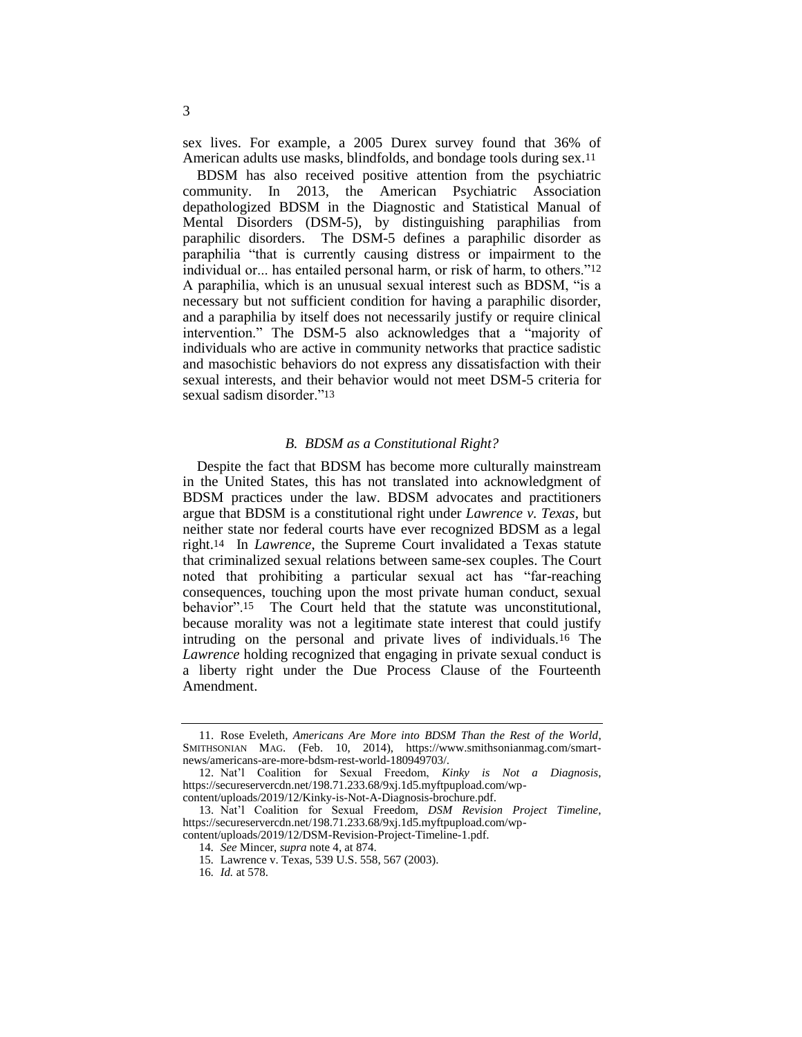sex lives. For example, a 2005 Durex survey found that 36% of American adults use masks, blindfolds, and bondage tools during sex.[11]

BDSM has also received positive attention from the psychiatric community. In 2013, the American Psychiatric Association depathologized BDSM in the Diagnostic and Statistical Manual of Mental Disorders (DSM-5), by distinguishing paraphilias from paraphilic disorders. The DSM-5 defines a paraphilic disorder as paraphilia "that is currently causing distress or impairment to the individual or... has entailed personal harm, or risk of harm, to others."[12] A paraphilia, which is an unusual sexual interest such as BDSM, "is a necessary but not sufficient condition for having a paraphilic disorder, and a paraphilia by itself does not necessarily justify or require clinical intervention." The DSM-5 also acknowledges that a "majority of individuals who are active in community networks that practice sadistic and masochistic behaviors do not express any dissatisfaction with their sexual interests, and their behavior would not meet DSM-5 criteria for sexual sadism disorder."[13]

### *B. BDSM as a Constitutional Right?*

Despite the fact that BDSM has become more culturally mainstream in the United States, this has not translated into acknowledgment of BDSM practices under the law. BDSM advocates and practitioners argue that BDSM is a constitutional right under *Lawrence v. Texas*, but neither state nor federal courts have ever recognized BDSM as a legal right.[14] In *Lawrence*, the Supreme Court invalidated a Texas statute that criminalized sexual relations between same-sex couples. The Court noted that prohibiting a particular sexual act has "far-reaching consequences, touching upon the most private human conduct, sexual behavior".[15] The Court held that the statute was unconstitutional, because morality was not a legitimate state interest that could justify intruding on the personal and private lives of individuals.[16] The *Lawrence* holding recognized that engaging in private sexual conduct is a liberty right under the Due Process Clause of the Fourteenth Amendment.

---

11. Rose Eveleth, *Americans Are More into BDSM Than the Rest of the World*, SMITHSONIAN MAG. (Feb. 10, 2014), https://www.smithsonianmag.com/smart-news/americans-are-more-bdsm-rest-world-180949703/.

12. Nat'l Coalition for Sexual Freedom, *Kinky is Not a Diagnosis*, https://secureservercdn.net/198.71.233.68/9xj.1d5.myftpupload.com/wp-content/uploads/2019/12/Kinky-is-Not-A-Diagnosis-brochure.pdf.

13. Nat'l Coalition for Sexual Freedom, *DSM Revision Project Timeline*, https://secureservercdn.net/198.71.233.68/9xj.1d5.myftpupload.com/wp-content/uploads/2019/12/DSM-Revision-Project-Timeline-1.pdf.

14. *See* Mincer, *supra* note 4, at 874.

15. Lawrence v. Texas, 539 U.S. 558, 567 (2003).

16. *Id.* at 578.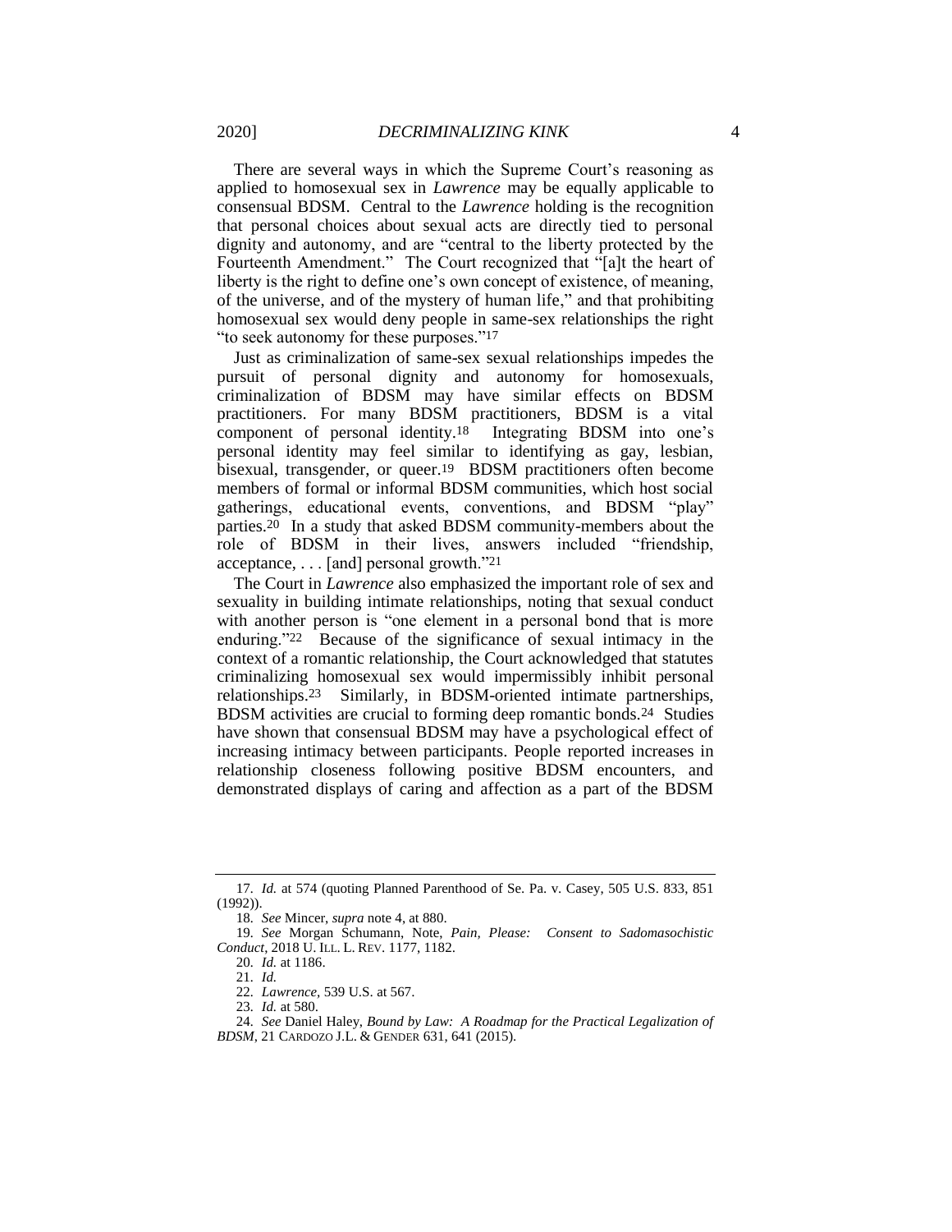There are several ways in which the Supreme Court's reasoning as applied to homosexual sex in *Lawrence* may be equally applicable to consensual BDSM. Central to the *Lawrence* holding is the recognition that personal choices about sexual acts are directly tied to personal dignity and autonomy, and are "central to the liberty protected by the Fourteenth Amendment." The Court recognized that "[a]t the heart of liberty is the right to define one's own concept of existence, of meaning, of the universe, and of the mystery of human life," and that prohibiting homosexual sex would deny people in same-sex relationships the right "to seek autonomy for these purposes."[17]

Just as criminalization of same-sex sexual relationships impedes the pursuit of personal dignity and autonomy for homosexuals, criminalization of BDSM may have similar effects on BDSM practitioners. For many BDSM practitioners, BDSM is a vital component of personal identity.[18] Integrating BDSM into one's personal identity may feel similar to identifying as gay, lesbian, bisexual, transgender, or queer.[19] BDSM practitioners often become members of formal or informal BDSM communities, which host social gatherings, educational events, conventions, and BDSM "play" parties.[20] In a study that asked BDSM community-members about the role of BDSM in their lives, answers included "friendship, acceptance, . . . [and] personal growth."[21]

The Court in *Lawrence* also emphasized the important role of sex and sexuality in building intimate relationships, noting that sexual conduct with another person is "one element in a personal bond that is more enduring."[22] Because of the significance of sexual intimacy in the context of a romantic relationship, the Court acknowledged that statutes criminalizing homosexual sex would impermissibly inhibit personal relationships.[23] Similarly, in BDSM-oriented intimate partnerships, BDSM activities are crucial to forming deep romantic bonds.[24] Studies have shown that consensual BDSM may have a psychological effect of increasing intimacy between participants. People reported increases in relationship closeness following positive BDSM encounters, and demonstrated displays of caring and affection as a part of the BDSM

---

17. *Id.* at 574 (quoting Planned Parenthood of Se. Pa. v. Casey, 505 U.S. 833, 851 (1992)).

18. *See* Mincer, *supra* note 4, at 880.

19. *See* Morgan Schumann, Note, *Pain, Please: Consent to Sadomasochistic Conduct*, 2018 U. ILL. L. REV. 1177, 1182.

20. *Id.* at 1186.

21. *Id.*

22. *Lawrence*, 539 U.S. at 567.

23. *Id.* at 580.

24. *See* Daniel Haley, *Bound by Law: A Roadmap for the Practical Legalization of BDSM*, 21 CARDOZO J.L. & GENDER 631, 641 (2015).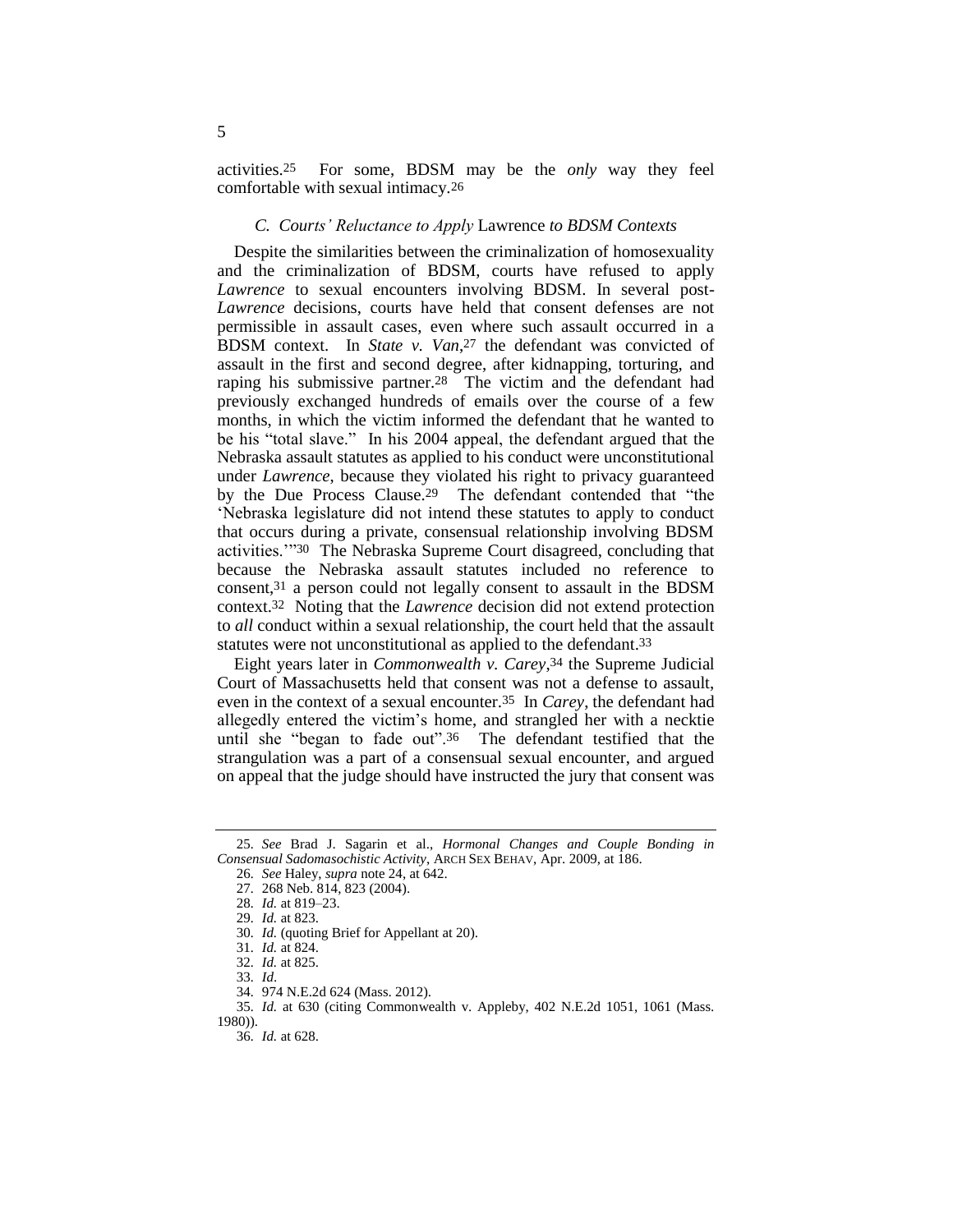activities.[25] For some, BDSM may be the *only* way they feel comfortable with sexual intimacy.[26]

### *C. Courts' Reluctance to Apply* Lawrence *to BDSM Contexts*

Despite the similarities between the criminalization of homosexuality and the criminalization of BDSM, courts have refused to apply *Lawrence* to sexual encounters involving BDSM. In several post-*Lawrence* decisions, courts have held that consent defenses are not permissible in assault cases, even where such assault occurred in a BDSM context. In *State v. Van*,[27] the defendant was convicted of assault in the first and second degree, after kidnapping, torturing, and raping his submissive partner.[28] The victim and the defendant had previously exchanged hundreds of emails over the course of a few months, in which the victim informed the defendant that he wanted to be his "total slave." In his 2004 appeal, the defendant argued that the Nebraska assault statutes as applied to his conduct were unconstitutional under *Lawrence*, because they violated his right to privacy guaranteed by the Due Process Clause.[29] The defendant contended that "the 'Nebraska legislature did not intend these statutes to apply to conduct that occurs during a private, consensual relationship involving BDSM activities.'"[30] The Nebraska Supreme Court disagreed, concluding that because the Nebraska assault statutes included no reference to consent,[31] a person could not legally consent to assault in the BDSM context.[32] Noting that the *Lawrence* decision did not extend protection to *all* conduct within a sexual relationship, the court held that the assault statutes were not unconstitutional as applied to the defendant.[33]

Eight years later in *Commonwealth v. Carey*,[34] the Supreme Judicial Court of Massachusetts held that consent was not a defense to assault, even in the context of a sexual encounter.[35] In *Carey*, the defendant had allegedly entered the victim's home, and strangled her with a necktie until she "began to fade out".[36] The defendant testified that the strangulation was a part of a consensual sexual encounter, and argued on appeal that the judge should have instructed the jury that consent was

---

25. *See* Brad J. Sagarin et al., *Hormonal Changes and Couple Bonding in Consensual Sadomasochistic Activity*, ARCH SEX BEHAV, Apr. 2009, at 186.

26. *See* Haley, *supra* note 24, at 642.

27. 268 Neb. 814, 823 (2004).

28. *Id.* at 819–23.

29. *Id.* at 823.

30. *Id.* (quoting Brief for Appellant at 20).

31. *Id.* at 824.

32. *Id.* at 825.

33. *Id.*

34. 974 N.E.2d 624 (Mass. 2012).

35. *Id.* at 630 (citing Commonwealth v. Appleby, 402 N.E.2d 1051, 1061 (Mass. 1980)).

36. *Id.* at 628.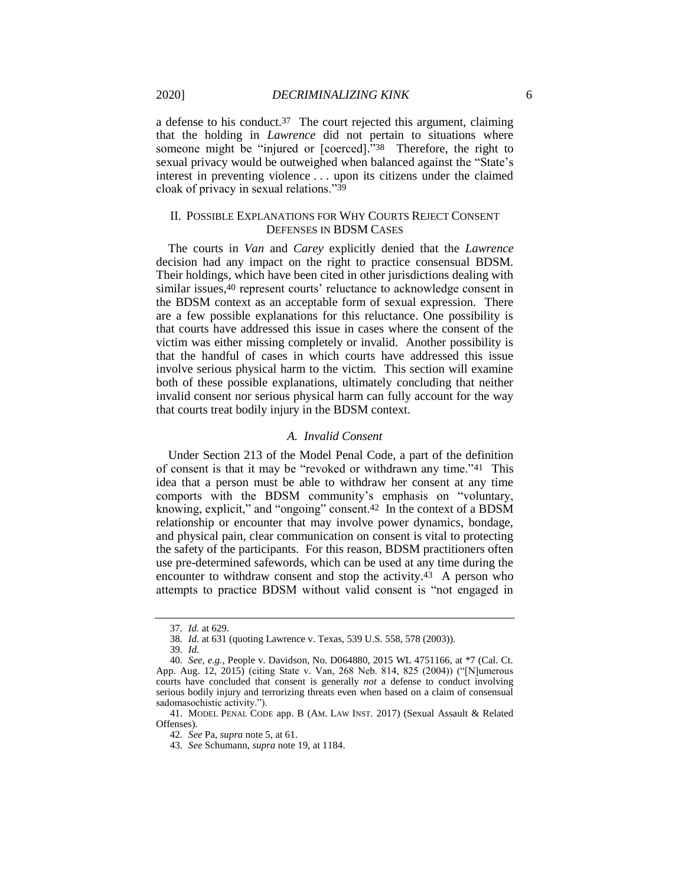a defense to his conduct.[37] The court rejected this argument, claiming that the holding in *Lawrence* did not pertain to situations where someone might be "injured or [coerced]."[38] Therefore, the right to sexual privacy would be outweighed when balanced against the "State's interest in preventing violence . . . upon its citizens under the claimed cloak of privacy in sexual relations."[39]

## II. POSSIBLE EXPLANATIONS FOR WHY COURTS REJECT CONSENT DEFENSES IN BDSM CASES

The courts in *Van* and *Carey* explicitly denied that the *Lawrence* decision had any impact on the right to practice consensual BDSM. Their holdings, which have been cited in other jurisdictions dealing with similar issues,[40] represent courts' reluctance to acknowledge consent in the BDSM context as an acceptable form of sexual expression. There are a few possible explanations for this reluctance. One possibility is that courts have addressed this issue in cases where the consent of the victim was either missing completely or invalid. Another possibility is that the handful of cases in which courts have addressed this issue involve serious physical harm to the victim. This section will examine both of these possible explanations, ultimately concluding that neither invalid consent nor serious physical harm can fully account for the way that courts treat bodily injury in the BDSM context.

### *A. Invalid Consent*

Under Section 213 of the Model Penal Code, a part of the definition of consent is that it may be "revoked or withdrawn any time."[41] This idea that a person must be able to withdraw her consent at any time comports with the BDSM community's emphasis on "voluntary, knowing, explicit," and "ongoing" consent.[42] In the context of a BDSM relationship or encounter that may involve power dynamics, bondage, and physical pain, clear communication on consent is vital to protecting the safety of the participants. For this reason, BDSM practitioners often use pre-determined safewords, which can be used at any time during the encounter to withdraw consent and stop the activity.[43] A person who attempts to practice BDSM without valid consent is "not engaged in

---

37. *Id.* at 629.

38. *Id.* at 631 (quoting Lawrence v. Texas, 539 U.S. 558, 578 (2003)).

39. *Id.*

40. *See, e.g.*, People v. Davidson, No. D064880, 2015 WL 4751166, at *7 (Cal. Ct. App. Aug. 12, 2015) (citing State v. Van, 268 Neb. 814, 825 (2004)) ("[N]umerous courts have concluded that consent is generally *not* a defense to conduct involving serious bodily injury and terrorizing threats even when based on a claim of consensual sadomasochistic activity.").

41. MODEL PENAL CODE app. B (AM. LAW INST. 2017) (Sexual Assault & Related Offenses).

42. *See* Pa, *supra* note 5, at 61.

43. *See* Schumann, *supra* note 19, at 1184.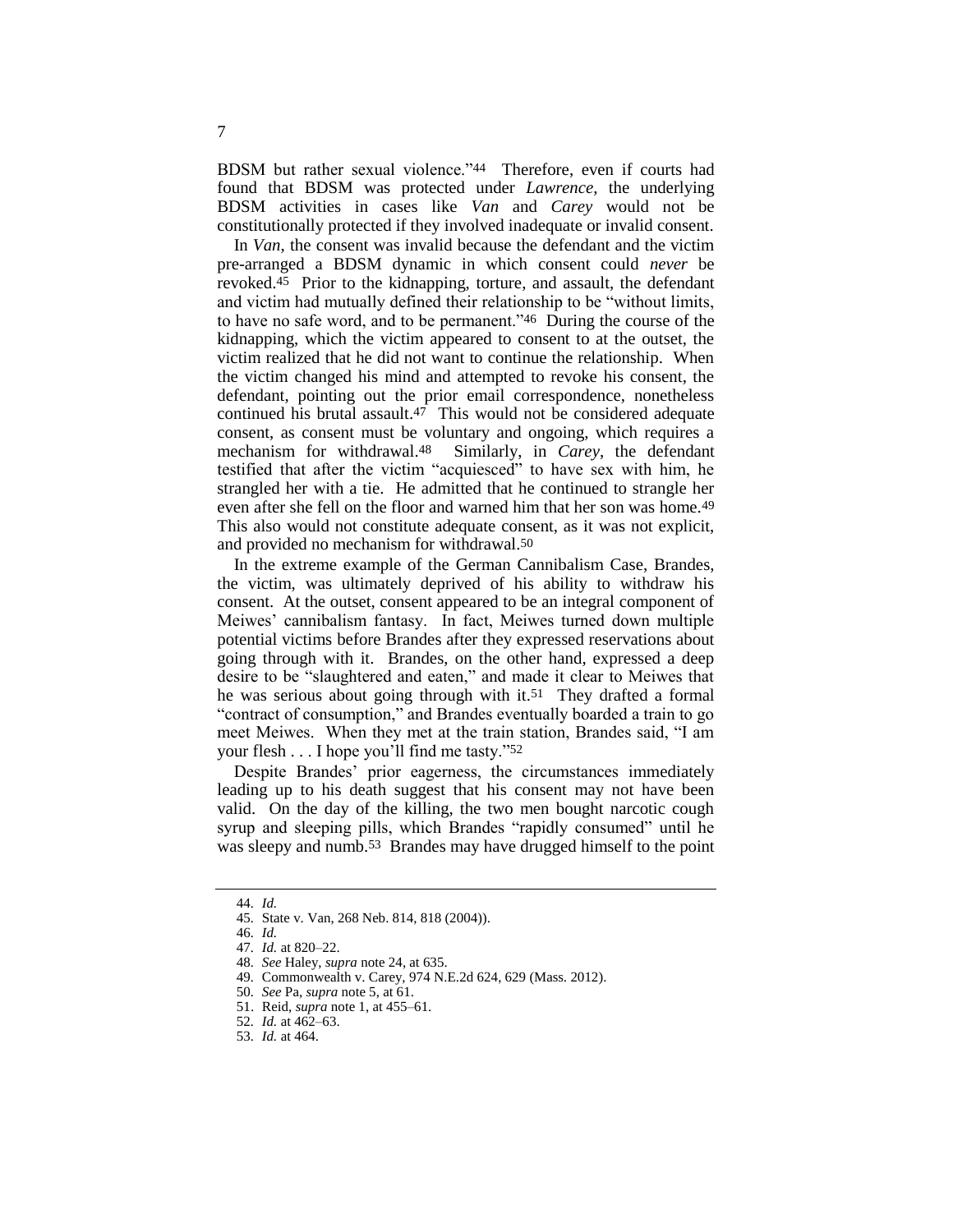BDSM but rather sexual violence."[44] Therefore, even if courts had found that BDSM was protected under *Lawrence*, the underlying BDSM activities in cases like *Van* and *Carey* would not be constitutionally protected if they involved inadequate or invalid consent.

In *Van*, the consent was invalid because the defendant and the victim pre-arranged a BDSM dynamic in which consent could *never* be revoked.[45] Prior to the kidnapping, torture, and assault, the defendant and victim had mutually defined their relationship to be "without limits, to have no safe word, and to be permanent."[46] During the course of the kidnapping, which the victim appeared to consent to at the outset, the victim realized that he did not want to continue the relationship. When the victim changed his mind and attempted to revoke his consent, the defendant, pointing out the prior email correspondence, nonetheless continued his brutal assault.[47] This would not be considered adequate consent, as consent must be voluntary and ongoing, which requires a mechanism for withdrawal.[48] Similarly, in *Carey*, the defendant testified that after the victim "acquiesced" to have sex with him, he strangled her with a tie. He admitted that he continued to strangle her even after she fell on the floor and warned him that her son was home.[49] This also would not constitute adequate consent, as it was not explicit, and provided no mechanism for withdrawal.[50]

In the extreme example of the German Cannibalism Case, Brandes, the victim, was ultimately deprived of his ability to withdraw his consent. At the outset, consent appeared to be an integral component of Meiwes' cannibalism fantasy. In fact, Meiwes turned down multiple potential victims before Brandes after they expressed reservations about going through with it. Brandes, on the other hand, expressed a deep desire to be "slaughtered and eaten," and made it clear to Meiwes that he was serious about going through with it.[51] They drafted a formal "contract of consumption," and Brandes eventually boarded a train to go meet Meiwes. When they met at the train station, Brandes said, "I am your flesh . . . I hope you'll find me tasty."[52]

Despite Brandes' prior eagerness, the circumstances immediately leading up to his death suggest that his consent may not have been valid. On the day of the killing, the two men bought narcotic cough syrup and sleeping pills, which Brandes "rapidly consumed" until he was sleepy and numb.[53] Brandes may have drugged himself to the point

---

44. *Id.*
45. State v. Van, 268 Neb. 814, 818 (2004)).
46. *Id.*
47. *Id.* at 820–22.
48. *See* Haley, *supra* note 24, at 635.
49. Commonwealth v. Carey, 974 N.E.2d 624, 629 (Mass. 2012).
50. *See* Pa, *supra* note 5, at 61.
51. Reid, *supra* note 1, at 455–61.
52. *Id.* at 462–63.
53. *Id.* at 464.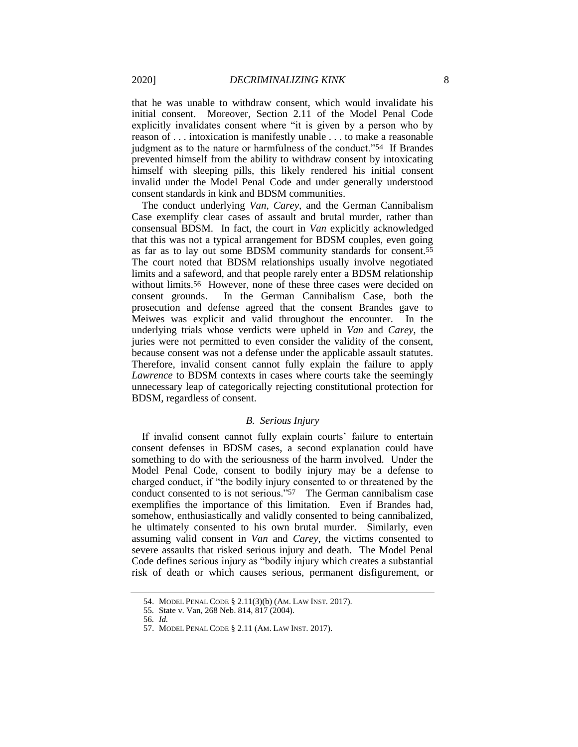that he was unable to withdraw consent, which would invalidate his initial consent. Moreover, Section 2.11 of the Model Penal Code explicitly invalidates consent where "it is given by a person who by reason of . . . intoxication is manifestly unable . . . to make a reasonable judgment as to the nature or harmfulness of the conduct."[54] If Brandes prevented himself from the ability to withdraw consent by intoxicating himself with sleeping pills, this likely rendered his initial consent invalid under the Model Penal Code and under generally understood consent standards in kink and BDSM communities.

The conduct underlying *Van*, *Carey*, and the German Cannibalism Case exemplify clear cases of assault and brutal murder, rather than consensual BDSM. In fact, the court in *Van* explicitly acknowledged that this was not a typical arrangement for BDSM couples, even going as far as to lay out some BDSM community standards for consent.[55] The court noted that BDSM relationships usually involve negotiated limits and a safeword, and that people rarely enter a BDSM relationship without limits.[56] However, none of these three cases were decided on consent grounds. In the German Cannibalism Case, both the prosecution and defense agreed that the consent Brandes gave to Meiwes was explicit and valid throughout the encounter. In the underlying trials whose verdicts were upheld in *Van* and *Carey*, the juries were not permitted to even consider the validity of the consent, because consent was not a defense under the applicable assault statutes. Therefore, invalid consent cannot fully explain the failure to apply *Lawrence* to BDSM contexts in cases where courts take the seemingly unnecessary leap of categorically rejecting constitutional protection for BDSM, regardless of consent.

### *B. Serious Injury*

If invalid consent cannot fully explain courts' failure to entertain consent defenses in BDSM cases, a second explanation could have something to do with the seriousness of the harm involved. Under the Model Penal Code, consent to bodily injury may be a defense to charged conduct, if "the bodily injury consented to or threatened by the conduct consented to is not serious."[57] The German cannibalism case exemplifies the importance of this limitation. Even if Brandes had, somehow, enthusiastically and validly consented to being cannibalized, he ultimately consented to his own brutal murder. Similarly, even assuming valid consent in *Van* and *Carey*, the victims consented to severe assaults that risked serious injury and death. The Model Penal Code defines serious injury as "bodily injury which creates a substantial risk of death or which causes serious, permanent disfigurement, or

---

54. MODEL PENAL CODE § 2.11(3)(b) (AM. LAW INST. 2017).

55. State v. Van, 268 Neb. 814, 817 (2004).

56. *Id.*

57. MODEL PENAL CODE § 2.11 (AM. LAW INST. 2017).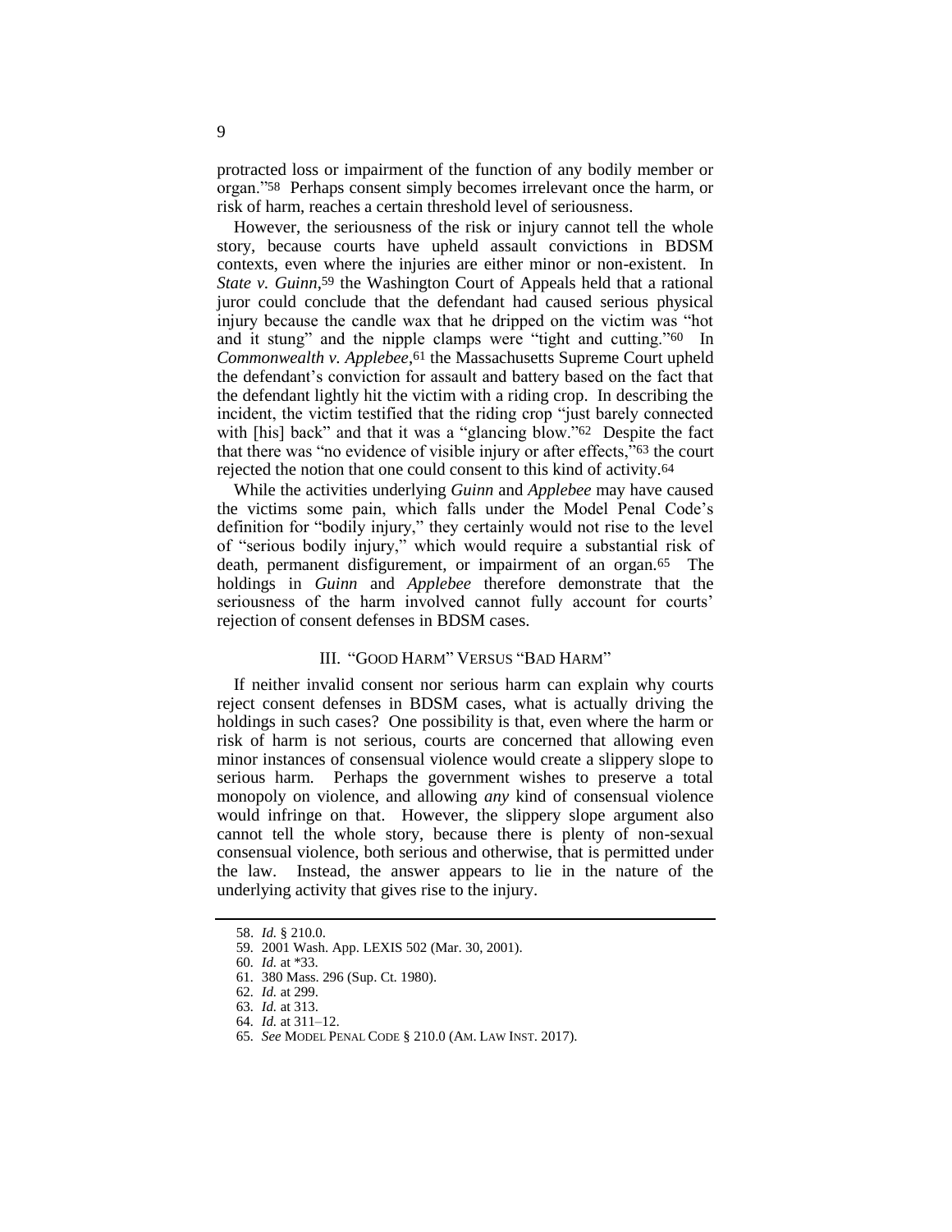protracted loss or impairment of the function of any bodily member or organ."[58] Perhaps consent simply becomes irrelevant once the harm, or risk of harm, reaches a certain threshold level of seriousness.

However, the seriousness of the risk or injury cannot tell the whole story, because courts have upheld assault convictions in BDSM contexts, even where the injuries are either minor or non-existent. In *State v. Guinn*,[59] the Washington Court of Appeals held that a rational juror could conclude that the defendant had caused serious physical injury because the candle wax that he dripped on the victim was "hot and it stung" and the nipple clamps were "tight and cutting."[60] In *Commonwealth v. Applebee*,[61] the Massachusetts Supreme Court upheld the defendant's conviction for assault and battery based on the fact that the defendant lightly hit the victim with a riding crop. In describing the incident, the victim testified that the riding crop "just barely connected with [his] back" and that it was a "glancing blow."[62] Despite the fact that there was "no evidence of visible injury or after effects,"[63] the court rejected the notion that one could consent to this kind of activity.[64]

While the activities underlying *Guinn* and *Applebee* may have caused the victims some pain, which falls under the Model Penal Code's definition for "bodily injury," they certainly would not rise to the level of "serious bodily injury," which would require a substantial risk of death, permanent disfigurement, or impairment of an organ.[65] The holdings in *Guinn* and *Applebee* therefore demonstrate that the seriousness of the harm involved cannot fully account for courts' rejection of consent defenses in BDSM cases.

## III. "GOOD HARM" VERSUS "BAD HARM"

If neither invalid consent nor serious harm can explain why courts reject consent defenses in BDSM cases, what is actually driving the holdings in such cases? One possibility is that, even where the harm or risk of harm is not serious, courts are concerned that allowing even minor instances of consensual violence would create a slippery slope to serious harm. Perhaps the government wishes to preserve a total monopoly on violence, and allowing *any* kind of consensual violence would infringe on that. However, the slippery slope argument also cannot tell the whole story, because there is plenty of non-sexual consensual violence, both serious and otherwise, that is permitted under the law. Instead, the answer appears to lie in the nature of the underlying activity that gives rise to the injury.

---

58. *Id.* § 210.0.

59. 2001 Wash. App. LEXIS 502 (Mar. 30, 2001).

60. *Id.* at *33.

61. 380 Mass. 296 (Sup. Ct. 1980).

62. *Id.* at 299.

63. *Id.* at 313.

64. *Id.* at 311–12.

65. *See* MODEL PENAL CODE § 210.0 (AM. LAW INST. 2017).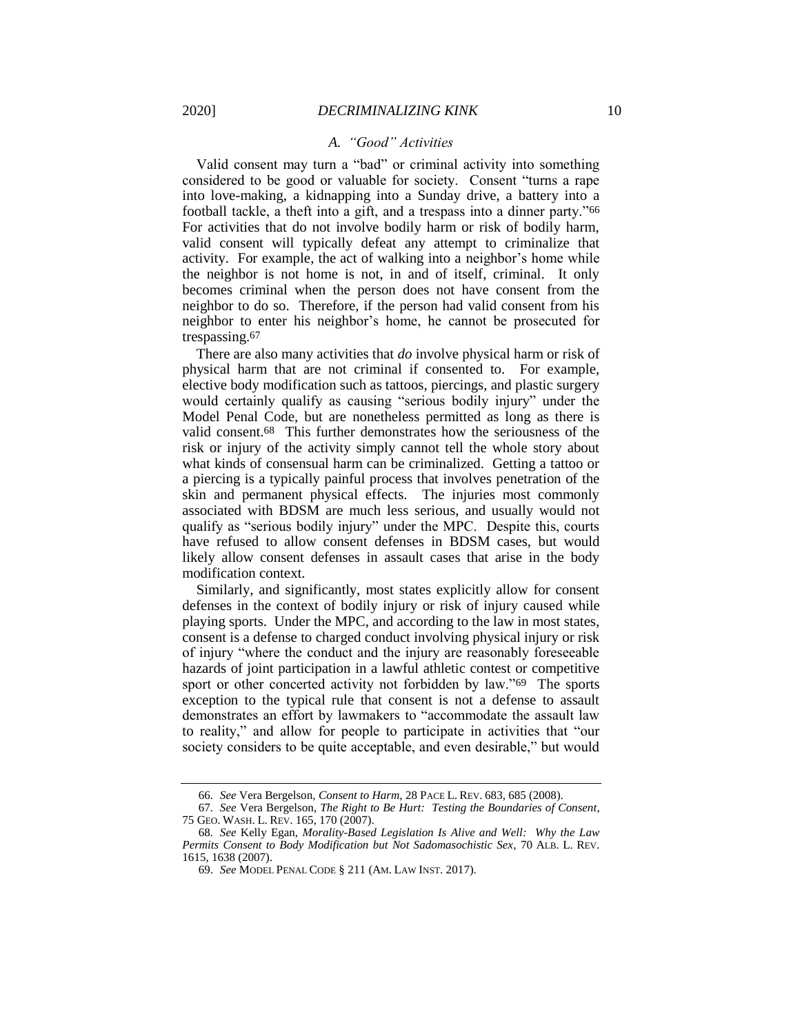### A. *"Good" Activities*

Valid consent may turn a "bad" or criminal activity into something considered to be good or valuable for society. Consent "turns a rape into love-making, a kidnapping into a Sunday drive, a battery into a football tackle, a theft into a gift, and a trespass into a dinner party."[66] For activities that do not involve bodily harm or risk of bodily harm, valid consent will typically defeat any attempt to criminalize that activity. For example, the act of walking into a neighbor's home while the neighbor is not home is not, in and of itself, criminal. It only becomes criminal when the person does not have consent from the neighbor to do so. Therefore, if the person had valid consent from his neighbor to enter his neighbor's home, he cannot be prosecuted for trespassing.[67]

There are also many activities that *do* involve physical harm or risk of physical harm that are not criminal if consented to. For example, elective body modification such as tattoos, piercings, and plastic surgery would certainly qualify as causing "serious bodily injury" under the Model Penal Code, but are nonetheless permitted as long as there is valid consent.[68] This further demonstrates how the seriousness of the risk or injury of the activity simply cannot tell the whole story about what kinds of consensual harm can be criminalized. Getting a tattoo or a piercing is a typically painful process that involves penetration of the skin and permanent physical effects. The injuries most commonly associated with BDSM are much less serious, and usually would not qualify as "serious bodily injury" under the MPC. Despite this, courts have refused to allow consent defenses in BDSM cases, but would likely allow consent defenses in assault cases that arise in the body modification context.

Similarly, and significantly, most states explicitly allow for consent defenses in the context of bodily injury or risk of injury caused while playing sports. Under the MPC, and according to the law in most states, consent is a defense to charged conduct involving physical injury or risk of injury "where the conduct and the injury are reasonably foreseeable hazards of joint participation in a lawful athletic contest or competitive sport or other concerted activity not forbidden by law."[69] The sports exception to the typical rule that consent is not a defense to assault demonstrates an effort by lawmakers to "accommodate the assault law to reality," and allow for people to participate in activities that "our society considers to be quite acceptable, and even desirable," but would

---

66. *See* Vera Bergelson, *Consent to Harm*, 28 PACE L. REV. 683, 685 (2008).

67. *See* Vera Bergelson, *The Right to Be Hurt: Testing the Boundaries of Consent*, 75 GEO. WASH. L. REV. 165, 170 (2007).

68. *See* Kelly Egan, *Morality-Based Legislation Is Alive and Well: Why the Law Permits Consent to Body Modification but Not Sadomasochistic Sex*, 70 ALB. L. REV. 1615, 1638 (2007).

69. *See* MODEL PENAL CODE § 211 (AM. LAW INST. 2017).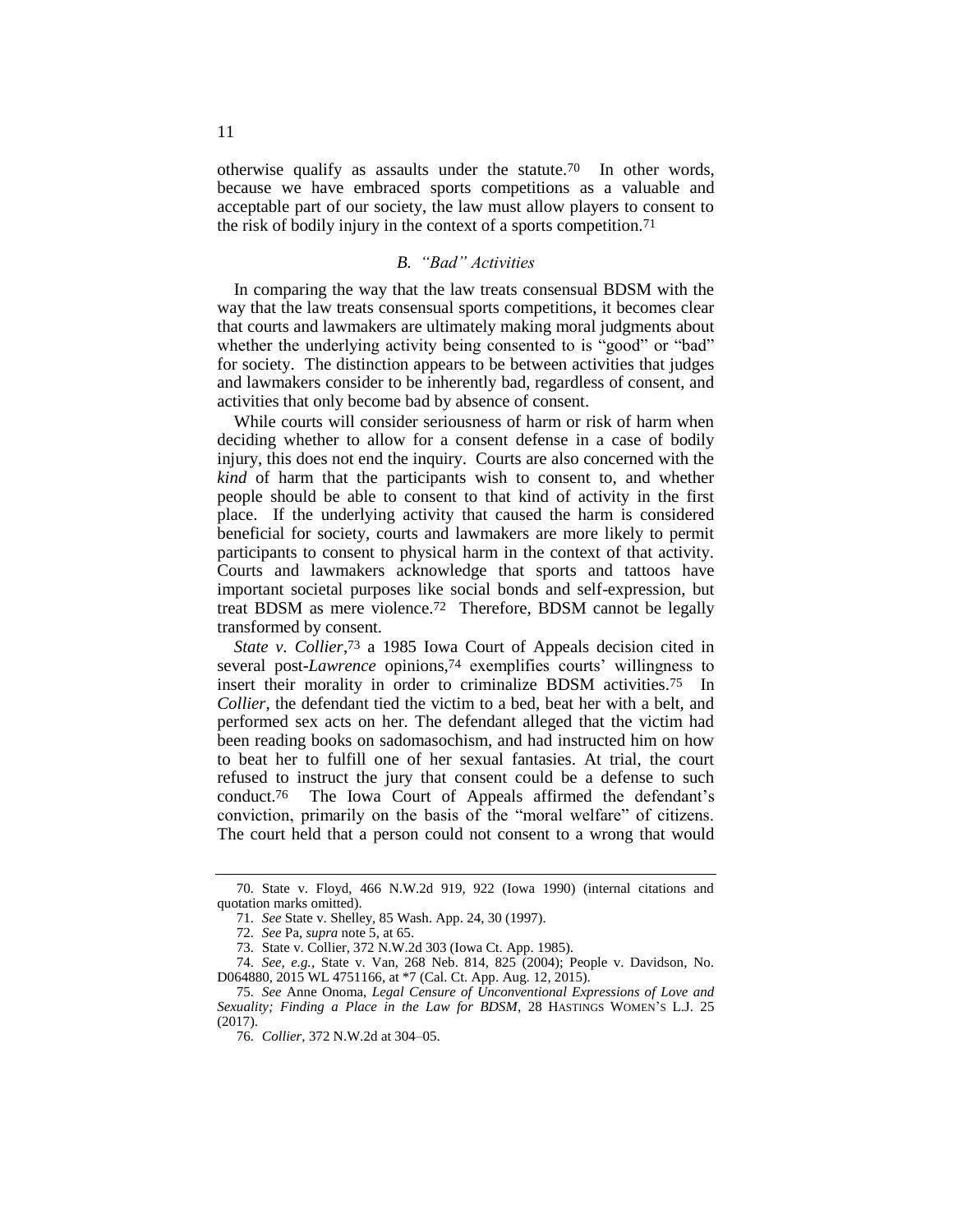otherwise qualify as assaults under the statute.[70] In other words, because we have embraced sports competitions as a valuable and acceptable part of our society, the law must allow players to consent to the risk of bodily injury in the context of a sports competition.[71]

### *B. "Bad" Activities*

In comparing the way that the law treats consensual BDSM with the way that the law treats consensual sports competitions, it becomes clear that courts and lawmakers are ultimately making moral judgments about whether the underlying activity being consented to is "good" or "bad" for society. The distinction appears to be between activities that judges and lawmakers consider to be inherently bad, regardless of consent, and activities that only become bad by absence of consent.

While courts will consider seriousness of harm or risk of harm when deciding whether to allow for a consent defense in a case of bodily injury, this does not end the inquiry. Courts are also concerned with the *kind* of harm that the participants wish to consent to, and whether people should be able to consent to that kind of activity in the first place. If the underlying activity that caused the harm is considered beneficial for society, courts and lawmakers are more likely to permit participants to consent to physical harm in the context of that activity. Courts and lawmakers acknowledge that sports and tattoos have important societal purposes like social bonds and self-expression, but treat BDSM as mere violence.[72] Therefore, BDSM cannot be legally transformed by consent.

*State v. Collier*,[73] a 1985 Iowa Court of Appeals decision cited in several post-*Lawrence* opinions,[74] exemplifies courts' willingness to insert their morality in order to criminalize BDSM activities.[75] In *Collier*, the defendant tied the victim to a bed, beat her with a belt, and performed sex acts on her. The defendant alleged that the victim had been reading books on sadomasochism, and had instructed him on how to beat her to fulfill one of her sexual fantasies. At trial, the court refused to instruct the jury that consent could be a defense to such conduct.[76] The Iowa Court of Appeals affirmed the defendant's conviction, primarily on the basis of the "moral welfare" of citizens. The court held that a person could not consent to a wrong that would

---

70. State v. Floyd, 466 N.W.2d 919, 922 (Iowa 1990) (internal citations and quotation marks omitted).

71. *See* State v. Shelley, 85 Wash. App. 24, 30 (1997).

72. *See* Pa, *supra* note 5, at 65.

73. State v. Collier, 372 N.W.2d 303 (Iowa Ct. App. 1985).

74. *See, e.g.*, State v. Van, 268 Neb. 814, 825 (2004); People v. Davidson, No. D064880, 2015 WL 4751166, at *7 (Cal. Ct. App. Aug. 12, 2015).

75. *See* Anne Onoma, *Legal Censure of Unconventional Expressions of Love and Sexuality; Finding a Place in the Law for BDSM*, 28 HASTINGS WOMEN'S L.J. 25 (2017).

76. *Collier*, 372 N.W.2d at 304–05.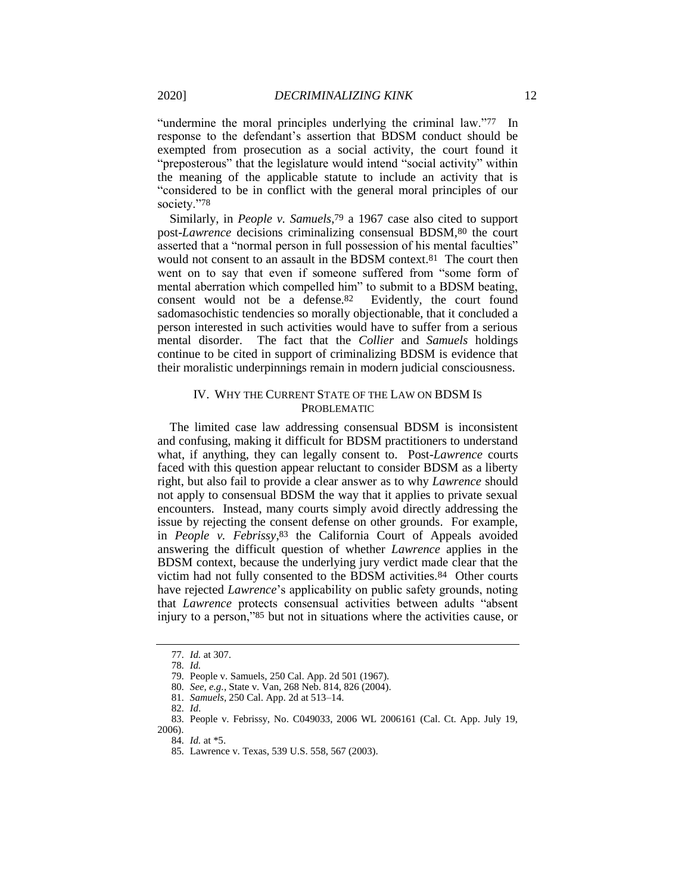"undermine the moral principles underlying the criminal law."[77] In response to the defendant's assertion that BDSM conduct should be exempted from prosecution as a social activity, the court found it "preposterous" that the legislature would intend "social activity" within the meaning of the applicable statute to include an activity that is "considered to be in conflict with the general moral principles of our society."[78]

Similarly, in *People v. Samuels*,[79] a 1967 case also cited to support post-*Lawrence* decisions criminalizing consensual BDSM,[80] the court asserted that a "normal person in full possession of his mental faculties" would not consent to an assault in the BDSM context.[81] The court then went on to say that even if someone suffered from "some form of mental aberration which compelled him" to submit to a BDSM beating, consent would not be a defense.[82] Evidently, the court found sadomasochistic tendencies so morally objectionable, that it concluded a person interested in such activities would have to suffer from a serious mental disorder. The fact that the *Collier* and *Samuels* holdings continue to be cited in support of criminalizing BDSM is evidence that their moralistic underpinnings remain in modern judicial consciousness.

## IV. WHY THE CURRENT STATE OF THE LAW ON BDSM IS PROBLEMATIC

The limited case law addressing consensual BDSM is inconsistent and confusing, making it difficult for BDSM practitioners to understand what, if anything, they can legally consent to. Post-*Lawrence* courts faced with this question appear reluctant to consider BDSM as a liberty right, but also fail to provide a clear answer as to why *Lawrence* should not apply to consensual BDSM the way that it applies to private sexual encounters. Instead, many courts simply avoid directly addressing the issue by rejecting the consent defense on other grounds. For example, in *People v. Febrissy*,[83] the California Court of Appeals avoided answering the difficult question of whether *Lawrence* applies in the BDSM context, because the underlying jury verdict made clear that the victim had not fully consented to the BDSM activities.[84] Other courts have rejected *Lawrence*'s applicability on public safety grounds, noting that *Lawrence* protects consensual activities between adults "absent injury to a person,"[85] but not in situations where the activities cause, or

---

77. *Id.* at 307.

78. *Id.*

79. People v. Samuels, 250 Cal. App. 2d 501 (1967).

80. *See, e.g.*, State v. Van, 268 Neb. 814, 826 (2004).

81. *Samuels*, 250 Cal. App. 2d at 513–14.

82. *Id.*

83. People v. Febrissy, No. C049033, 2006 WL 2006161 (Cal. Ct. App. July 19, 2006).

84. *Id.* at *5.

85. Lawrence v. Texas, 539 U.S. 558, 567 (2003).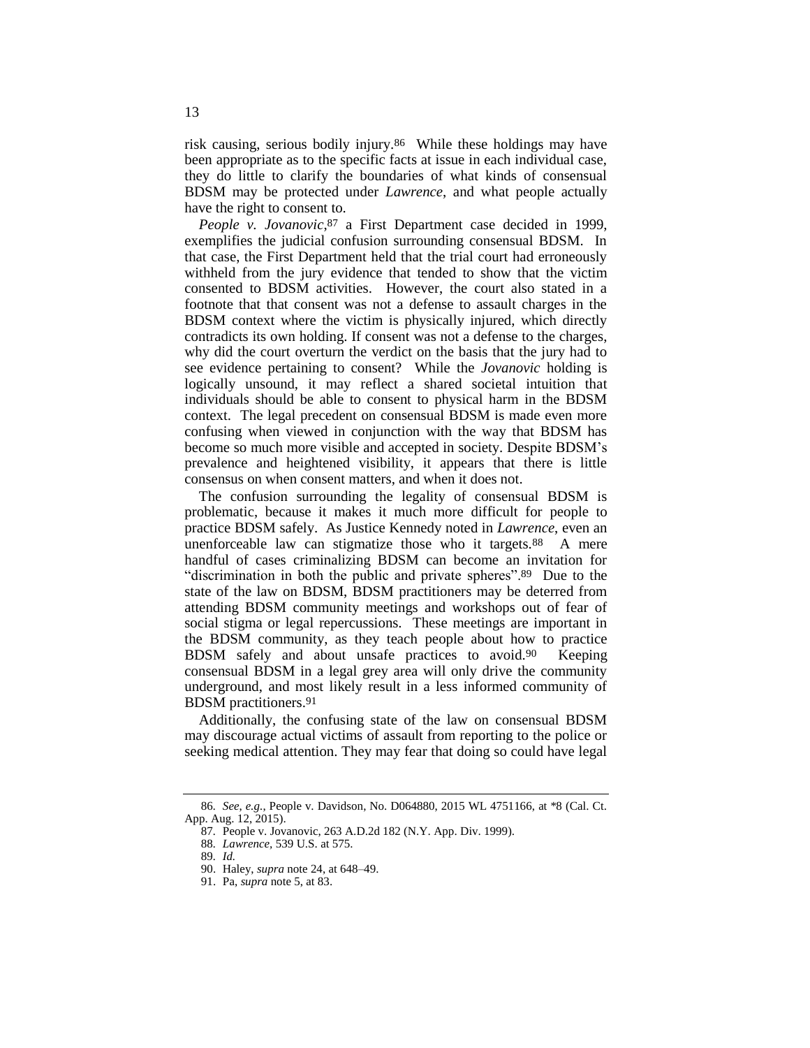risk causing, serious bodily injury.[86] While these holdings may have been appropriate as to the specific facts at issue in each individual case, they do little to clarify the boundaries of what kinds of consensual BDSM may be protected under *Lawrence*, and what people actually have the right to consent to.

*People v. Jovanovic*,[87] a First Department case decided in 1999, exemplifies the judicial confusion surrounding consensual BDSM. In that case, the First Department held that the trial court had erroneously withheld from the jury evidence that tended to show that the victim consented to BDSM activities. However, the court also stated in a footnote that that consent was not a defense to assault charges in the BDSM context where the victim is physically injured, which directly contradicts its own holding. If consent was not a defense to the charges, why did the court overturn the verdict on the basis that the jury had to see evidence pertaining to consent? While the *Jovanovic* holding is logically unsound, it may reflect a shared societal intuition that individuals should be able to consent to physical harm in the BDSM context. The legal precedent on consensual BDSM is made even more confusing when viewed in conjunction with the way that BDSM has become so much more visible and accepted in society. Despite BDSM's prevalence and heightened visibility, it appears that there is little consensus on when consent matters, and when it does not.

The confusion surrounding the legality of consensual BDSM is problematic, because it makes it much more difficult for people to practice BDSM safely. As Justice Kennedy noted in *Lawrence*, even an unenforceable law can stigmatize those who it targets.[88] A mere handful of cases criminalizing BDSM can become an invitation for "discrimination in both the public and private spheres".[89] Due to the state of the law on BDSM, BDSM practitioners may be deterred from attending BDSM community meetings and workshops out of fear of social stigma or legal repercussions. These meetings are important in the BDSM community, as they teach people about how to practice BDSM safely and about unsafe practices to avoid.[90] Keeping consensual BDSM in a legal grey area will only drive the community underground, and most likely result in a less informed community of BDSM practitioners.[91]

Additionally, the confusing state of the law on consensual BDSM may discourage actual victims of assault from reporting to the police or seeking medical attention. They may fear that doing so could have legal

86. *See, e.g.*, People v. Davidson, No. D064880, 2015 WL 4751166, at *8 (Cal. Ct. App. Aug. 12, 2015).

87. People v. Jovanovic, 263 A.D.2d 182 (N.Y. App. Div. 1999).

88. *Lawrence*, 539 U.S. at 575.

89. *Id.*

90. Haley, *supra* note 24, at 648–49.

91. Pa, *supra* note 5, at 83.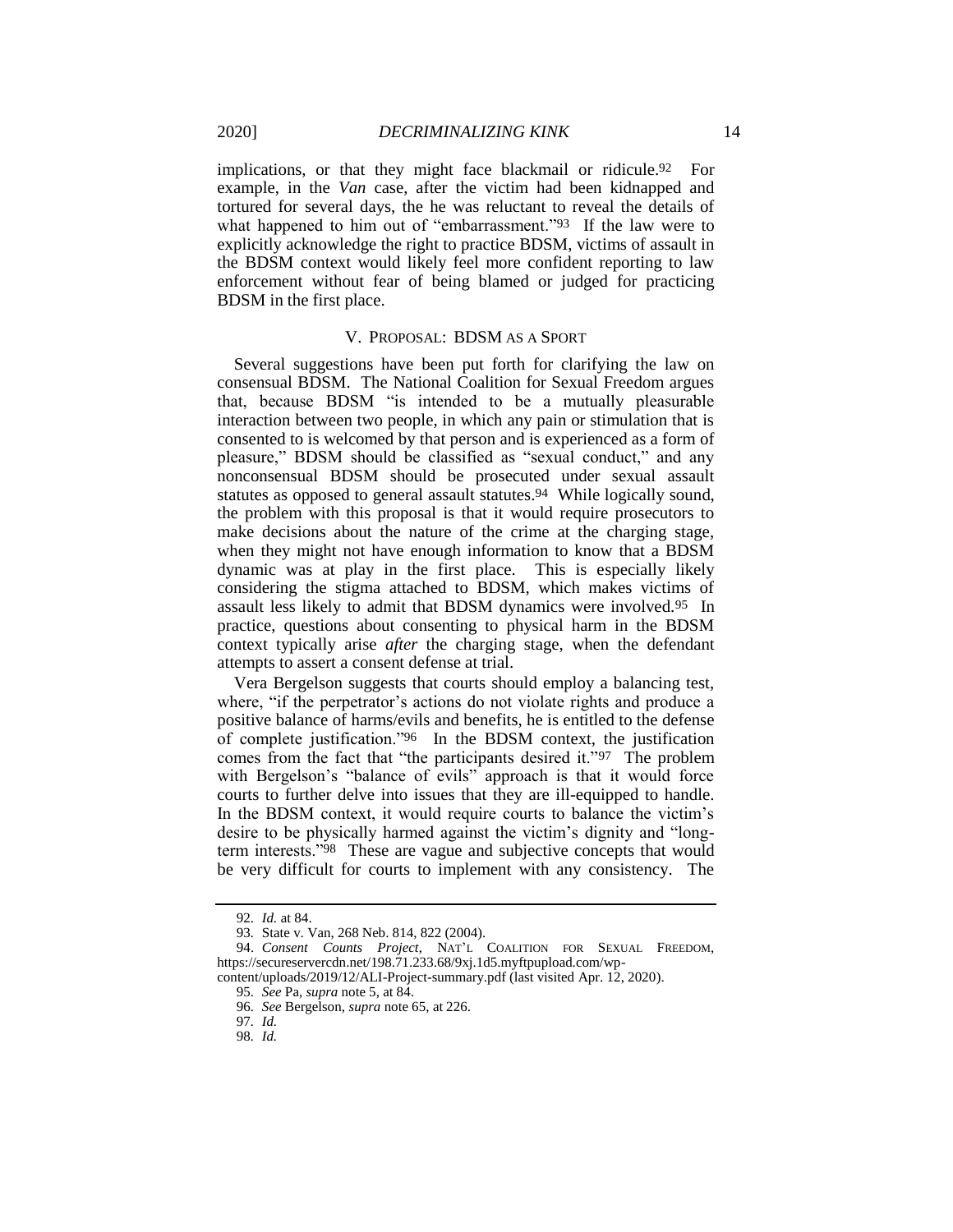implications, or that they might face blackmail or ridicule.[92] For example, in the *Van* case, after the victim had been kidnapped and tortured for several days, the he was reluctant to reveal the details of what happened to him out of "embarrassment."[93] If the law were to explicitly acknowledge the right to practice BDSM, victims of assault in the BDSM context would likely feel more confident reporting to law enforcement without fear of being blamed or judged for practicing BDSM in the first place.

## V. PROPOSAL: BDSM AS A SPORT

Several suggestions have been put forth for clarifying the law on consensual BDSM. The National Coalition for Sexual Freedom argues that, because BDSM "is intended to be a mutually pleasurable interaction between two people, in which any pain or stimulation that is consented to is welcomed by that person and is experienced as a form of pleasure," BDSM should be classified as "sexual conduct," and any nonconsensual BDSM should be prosecuted under sexual assault statutes as opposed to general assault statutes.[94] While logically sound, the problem with this proposal is that it would require prosecutors to make decisions about the nature of the crime at the charging stage, when they might not have enough information to know that a BDSM dynamic was at play in the first place. This is especially likely considering the stigma attached to BDSM, which makes victims of assault less likely to admit that BDSM dynamics were involved.[95] In practice, questions about consenting to physical harm in the BDSM context typically arise *after* the charging stage, when the defendant attempts to assert a consent defense at trial.

Vera Bergelson suggests that courts should employ a balancing test, where, "if the perpetrator's actions do not violate rights and produce a positive balance of harms/evils and benefits, he is entitled to the defense of complete justification."[96] In the BDSM context, the justification comes from the fact that "the participants desired it."[97] The problem with Bergelson's "balance of evils" approach is that it would force courts to further delve into issues that they are ill-equipped to handle. In the BDSM context, it would require courts to balance the victim's desire to be physically harmed against the victim's dignity and "long-term interests."[98] These are vague and subjective concepts that would be very difficult for courts to implement with any consistency. The

---

92. *Id.* at 84.

93. State v. Van, 268 Neb. 814, 822 (2004).

94. *Consent Counts Project*, NAT'L COALITION FOR SEXUAL FREEDOM, https://secureservercdn.net/198.71.233.68/9xj.1d5.myftpupload.com/wp-content/uploads/2019/12/ALI-Project-summary.pdf (last visited Apr. 12, 2020).

95. *See* Pa, *supra* note 5, at 84.

96. *See* Bergelson, *supra* note 65, at 226.

97. *Id.*

98. *Id.*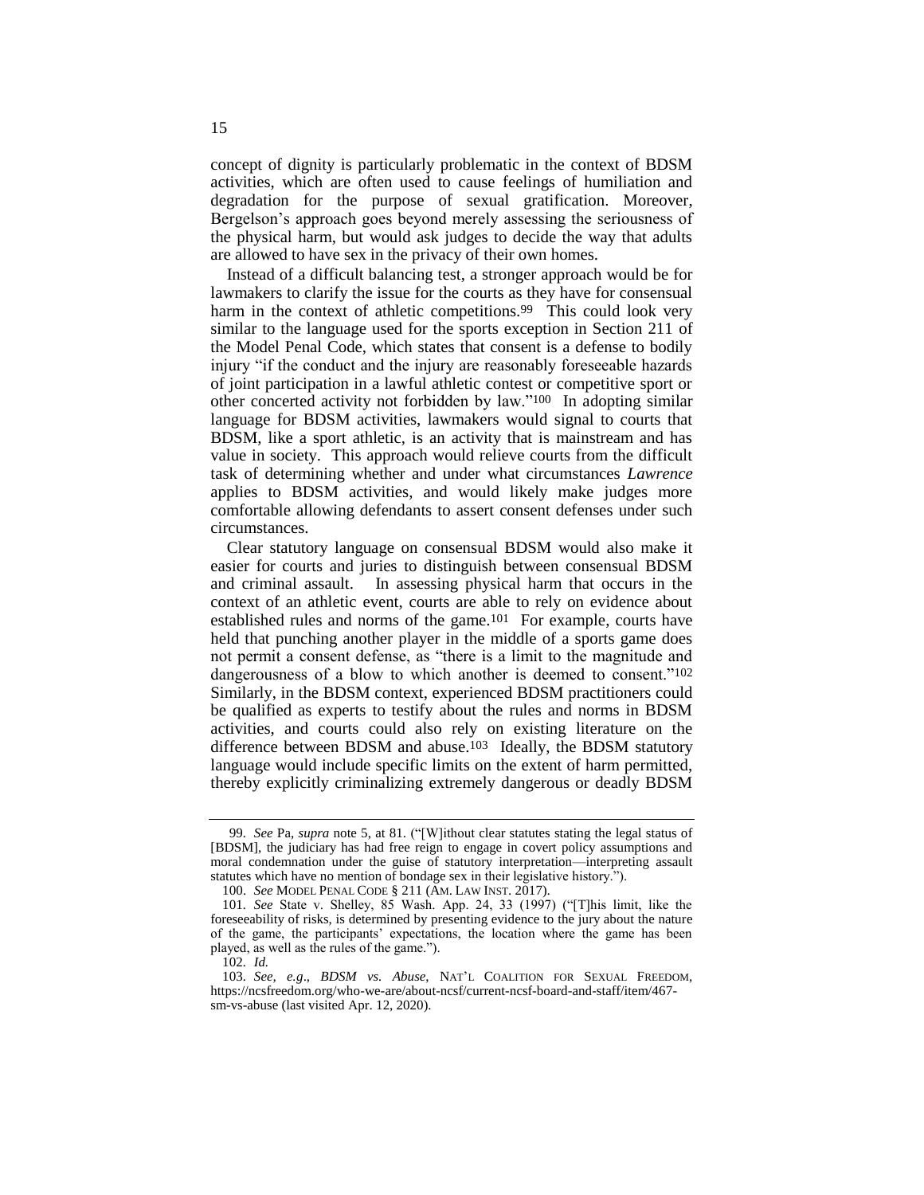concept of dignity is particularly problematic in the context of BDSM activities, which are often used to cause feelings of humiliation and degradation for the purpose of sexual gratification. Moreover, Bergelson's approach goes beyond merely assessing the seriousness of the physical harm, but would ask judges to decide the way that adults are allowed to have sex in the privacy of their own homes.

Instead of a difficult balancing test, a stronger approach would be for lawmakers to clarify the issue for the courts as they have for consensual harm in the context of athletic competitions.[99] This could look very similar to the language used for the sports exception in Section 211 of the Model Penal Code, which states that consent is a defense to bodily injury "if the conduct and the injury are reasonably foreseeable hazards of joint participation in a lawful athletic contest or competitive sport or other concerted activity not forbidden by law."[100] In adopting similar language for BDSM activities, lawmakers would signal to courts that BDSM, like a sport athletic, is an activity that is mainstream and has value in society. This approach would relieve courts from the difficult task of determining whether and under what circumstances *Lawrence* applies to BDSM activities, and would likely make judges more comfortable allowing defendants to assert consent defenses under such circumstances.

Clear statutory language on consensual BDSM would also make it easier for courts and juries to distinguish between consensual BDSM and criminal assault. In assessing physical harm that occurs in the context of an athletic event, courts are able to rely on evidence about established rules and norms of the game.[101] For example, courts have held that punching another player in the middle of a sports game does not permit a consent defense, as "there is a limit to the magnitude and dangerousness of a blow to which another is deemed to consent."[102] Similarly, in the BDSM context, experienced BDSM practitioners could be qualified as experts to testify about the rules and norms in BDSM activities, and courts could also rely on existing literature on the difference between BDSM and abuse.[103] Ideally, the BDSM statutory language would include specific limits on the extent of harm permitted, thereby explicitly criminalizing extremely dangerous or deadly BDSM

---

99. *See* Pa, *supra* note 5, at 81. ("[W]ithout clear statutes stating the legal status of [BDSM], the judiciary has had free reign to engage in covert policy assumptions and moral condemnation under the guise of statutory interpretation—interpreting assault statutes which have no mention of bondage sex in their legislative history.").

100. *See* MODEL PENAL CODE § 211 (AM. LAW INST. 2017).

101. *See* State v. Shelley, 85 Wash. App. 24, 33 (1997) ("[T]his limit, like the foreseeability of risks, is determined by presenting evidence to the jury about the nature of the game, the participants' expectations, the location where the game has been played, as well as the rules of the game.").

102. *Id.*

103. *See, e.g.*, *BDSM vs. Abuse*, NAT'L COALITION FOR SEXUAL FREEDOM, https://ncsfreedom.org/who-we-are/about-ncsf/current-ncsf-board-and-staff/item/467-sm-vs-abuse (last visited Apr. 12, 2020).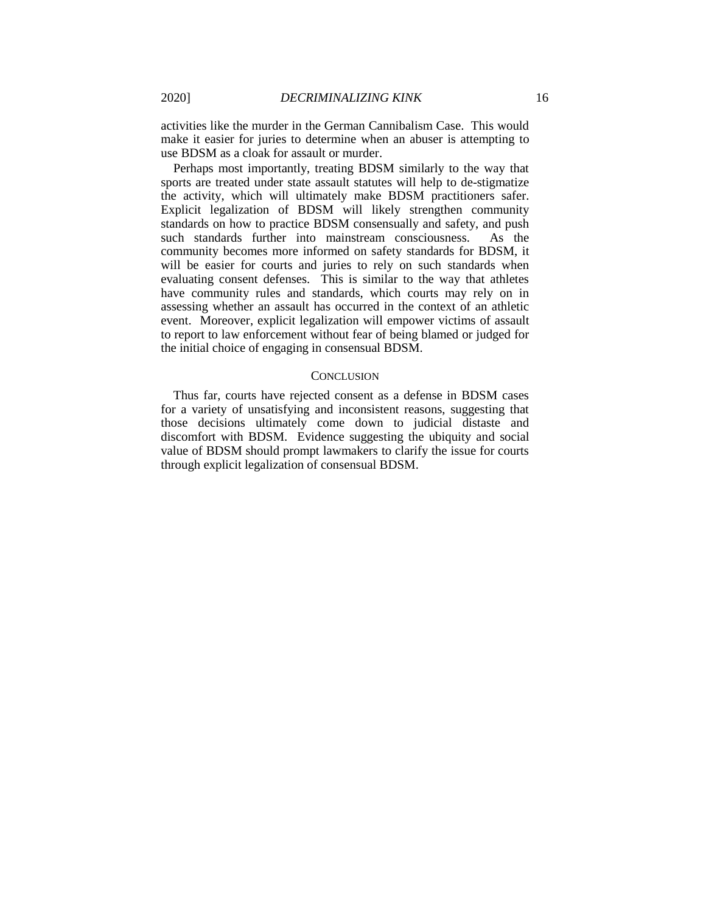activities like the murder in the German Cannibalism Case. This would make it easier for juries to determine when an abuser is attempting to use BDSM as a cloak for assault or murder.

Perhaps most importantly, treating BDSM similarly to the way that sports are treated under state assault statutes will help to de-stigmatize the activity, which will ultimately make BDSM practitioners safer. Explicit legalization of BDSM will likely strengthen community standards on how to practice BDSM consensually and safety, and push such standards further into mainstream consciousness. As the community becomes more informed on safety standards for BDSM, it will be easier for courts and juries to rely on such standards when evaluating consent defenses. This is similar to the way that athletes have community rules and standards, which courts may rely on in assessing whether an assault has occurred in the context of an athletic event. Moreover, explicit legalization will empower victims of assault to report to law enforcement without fear of being blamed or judged for the initial choice of engaging in consensual BDSM.

## CONCLUSION

Thus far, courts have rejected consent as a defense in BDSM cases for a variety of unsatisfying and inconsistent reasons, suggesting that those decisions ultimately come down to judicial distaste and discomfort with BDSM. Evidence suggesting the ubiquity and social value of BDSM should prompt lawmakers to clarify the issue for courts through explicit legalization of consensual BDSM.